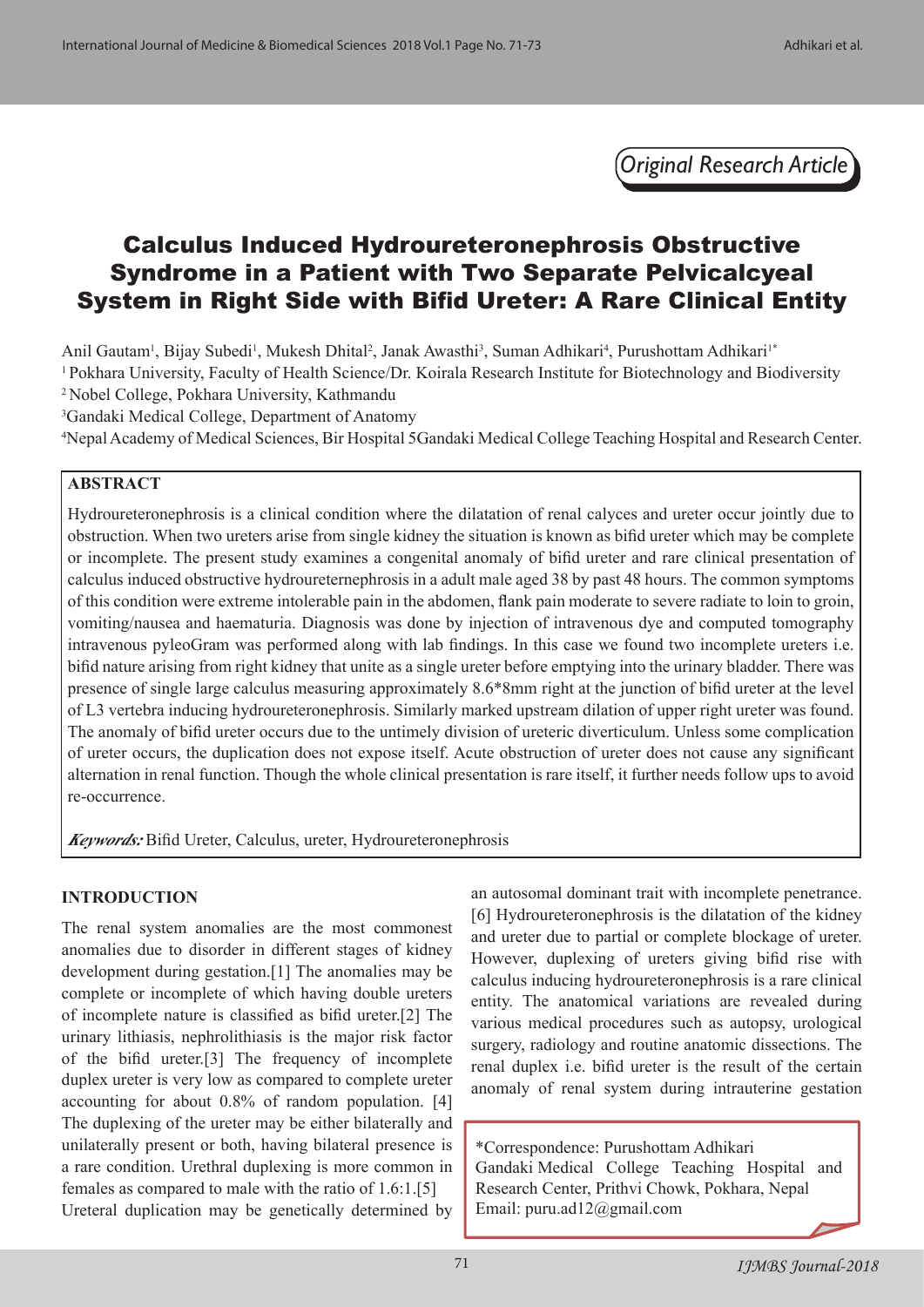*Original Research Article*

# Calculus Induced Hydroureteronephrosis Obstructive Syndrome in a Patient with Two Separate Pelvicalcyeal System in Right Side with Bifid Ureter: A Rare Clinical Entity

Anil Gautam[1], Bijay Subedi[1], Mukesh Dhital[2], Janak Awasthi[3], Suman Adhikari[4], Purushottam Adhikari[1*]

[1] Pokhara University, Faculty of Health Science/Dr. Koirala Research Institute for Biotechnology and Biodiversity

[2] Nobel College, Pokhara University, Kathmandu

[3] Gandaki Medical College, Department of Anatomy

[4] Nepal Academy of Medical Sciences, Bir Hospital 5Gandaki Medical College Teaching Hospital and Research Center.

## ABSTRACT

Hydroureteronephrosis is a clinical condition where the dilatation of renal calyces and ureter occur jointly due to obstruction. When two ureters arise from single kidney the situation is known as bifid ureter which may be complete or incomplete. The present study examines a congenital anomaly of bifid ureter and rare clinical presentation of calculus induced obstructive hydroureternephrosis in a adult male aged 38 by past 48 hours. The common symptoms of this condition were extreme intolerable pain in the abdomen, flank pain moderate to severe radiate to loin to groin, vomiting/nausea and haematuria. Diagnosis was done by injection of intravenous dye and computed tomography intravenous pyleoGram was performed along with lab findings. In this case we found two incomplete ureters i.e. bifid nature arising from right kidney that unite as a single ureter before emptying into the urinary bladder. There was presence of single large calculus measuring approximately 8.6*8mm right at the junction of bifid ureter at the level of L3 vertebra inducing hydroureteronephrosis. Similarly marked upstream dilation of upper right ureter was found. The anomaly of bifid ureter occurs due to the untimely division of ureteric diverticulum. Unless some complication of ureter occurs, the duplication does not expose itself. Acute obstruction of ureter does not cause any significant alternation in renal function. Though the whole clinical presentation is rare itself, it further needs follow ups to avoid re-occurrence.

***Keywords:*** Bifid Ureter, Calculus, ureter, Hydroureteronephrosis

## INTRODUCTION

The renal system anomalies are the most commonest anomalies due to disorder in different stages of kidney development during gestation.[1] The anomalies may be complete or incomplete of which having double ureters of incomplete nature is classified as bifid ureter.[2] The urinary lithiasis, nephrolithiasis is the major risk factor of the bifid ureter.[3] The frequency of incomplete duplex ureter is very low as compared to complete ureter accounting for about 0.8% of random population. [4] The duplexing of the ureter may be either bilaterally and unilaterally present or both, having bilateral presence is a rare condition. Urethral duplexing is more common in females as compared to male with the ratio of 1.6:1.[5] Ureteral duplication may be genetically determined by an autosomal dominant trait with incomplete penetrance. [6] Hydroureteronephrosis is the dilatation of the kidney and ureter due to partial or complete blockage of ureter. However, duplexing of ureters giving bifid rise with calculus inducing hydroureteronephrosis is a rare clinical entity. The anatomical variations are revealed during various medical procedures such as autopsy, urological surgery, radiology and routine anatomic dissections. The renal duplex i.e. bifid ureter is the result of the certain anomaly of renal system during intrauterine gestation

*Correspondence: Purushottam Adhikari
Gandaki Medical College Teaching Hospital and Research Center, Prithvi Chowk, Pokhara, Nepal
Email: puru.ad12@gmail.com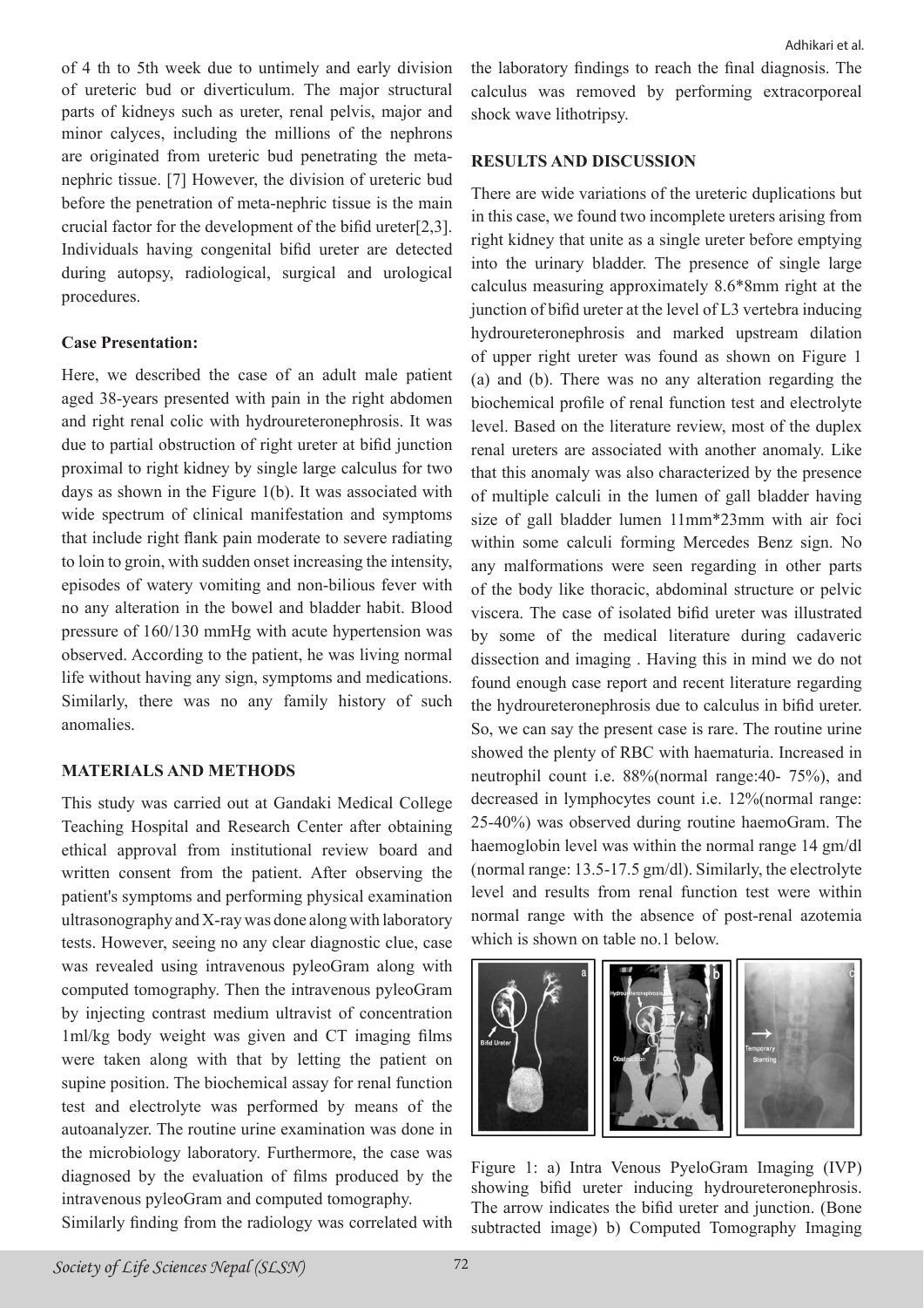of 4 th to 5th week due to untimely and early division of ureteric bud or diverticulum. The major structural parts of kidneys such as ureter, renal pelvis, major and minor calyces, including the millions of the nephrons are originated from ureteric bud penetrating the meta-nephric tissue. [7] However, the division of ureteric bud before the penetration of meta-nephric tissue is the main crucial factor for the development of the bifid ureter[2,3]. Individuals having congenital bifid ureter are detected during autopsy, radiological, surgical and urological procedures.

**Case Presentation:**

Here, we described the case of an adult male patient aged 38-years presented with pain in the right abdomen and right renal colic with hydroureteronephrosis. It was due to partial obstruction of right ureter at bifid junction proximal to right kidney by single large calculus for two days as shown in the Figure 1(b). It was associated with wide spectrum of clinical manifestation and symptoms that include right flank pain moderate to severe radiating to loin to groin, with sudden onset increasing the intensity, episodes of watery vomiting and non-bilious fever with no any alteration in the bowel and bladder habit. Blood pressure of 160/130 mmHg with acute hypertension was observed. According to the patient, he was living normal life without having any sign, symptoms and medications. Similarly, there was no any family history of such anomalies.

## MATERIALS AND METHODS

This study was carried out at Gandaki Medical College Teaching Hospital and Research Center after obtaining ethical approval from institutional review board and written consent from the patient. After observing the patient's symptoms and performing physical examination ultrasonography and X-ray was done along with laboratory tests. However, seeing no any clear diagnostic clue, case was revealed using intravenous pyleoGram along with computed tomography. Then the intravenous pyleoGram by injecting contrast medium ultravist of concentration 1ml/kg body weight was given and CT imaging films were taken along with that by letting the patient on supine position. The biochemical assay for renal function test and electrolyte was performed by means of the autoanalyzer. The routine urine examination was done in the microbiology laboratory. Furthermore, the case was diagnosed by the evaluation of films produced by the intravenous pyleoGram and computed tomography.

Similarly finding from the radiology was correlated with the laboratory findings to reach the final diagnosis. The calculus was removed by performing extracorporeal shock wave lithotripsy.

## RESULTS AND DISCUSSION

There are wide variations of the ureteric duplications but in this case, we found two incomplete ureters arising from right kidney that unite as a single ureter before emptying into the urinary bladder. The presence of single large calculus measuring approximately 8.6*8mm right at the junction of bifid ureter at the level of L3 vertebra inducing hydroureteronephrosis and marked upstream dilation of upper right ureter was found as shown on Figure 1 (a) and (b). There was no any alteration regarding the biochemical profile of renal function test and electrolyte level. Based on the literature review, most of the duplex renal ureters are associated with another anomaly. Like that this anomaly was also characterized by the presence of multiple calculi in the lumen of gall bladder having size of gall bladder lumen 11mm*23mm with air foci within some calculi forming Mercedes Benz sign. No any malformations were seen regarding in other parts of the body like thoracic, abdominal structure or pelvic viscera. The case of isolated bifid ureter was illustrated by some of the medical literature during cadaveric dissection and imaging . Having this in mind we do not found enough case report and recent literature regarding the hydroureteronephrosis due to calculus in bifid ureter. So, we can say the present case is rare. The routine urine showed the plenty of RBC with haematuria. Increased in neutrophil count i.e. 88%(normal range:40- 75%), and decreased in lymphocytes count i.e. 12%(normal range: 25-40%) was observed during routine haemoGram. The haemoglobin level was within the normal range 14 gm/dl (normal range: 13.5-17.5 gm/dl). Similarly, the electrolyte level and results from renal function test were within normal range with the absence of post-renal azotemia which is shown on table no.1 below.

Figure 1: a) Intra Venous PyeloGram Imaging (IVP) showing bifid ureter inducing hydroureteronephrosis. The arrow indicates the bifid ureter and junction. (Bone subtracted image) b) Computed Tomography Imaging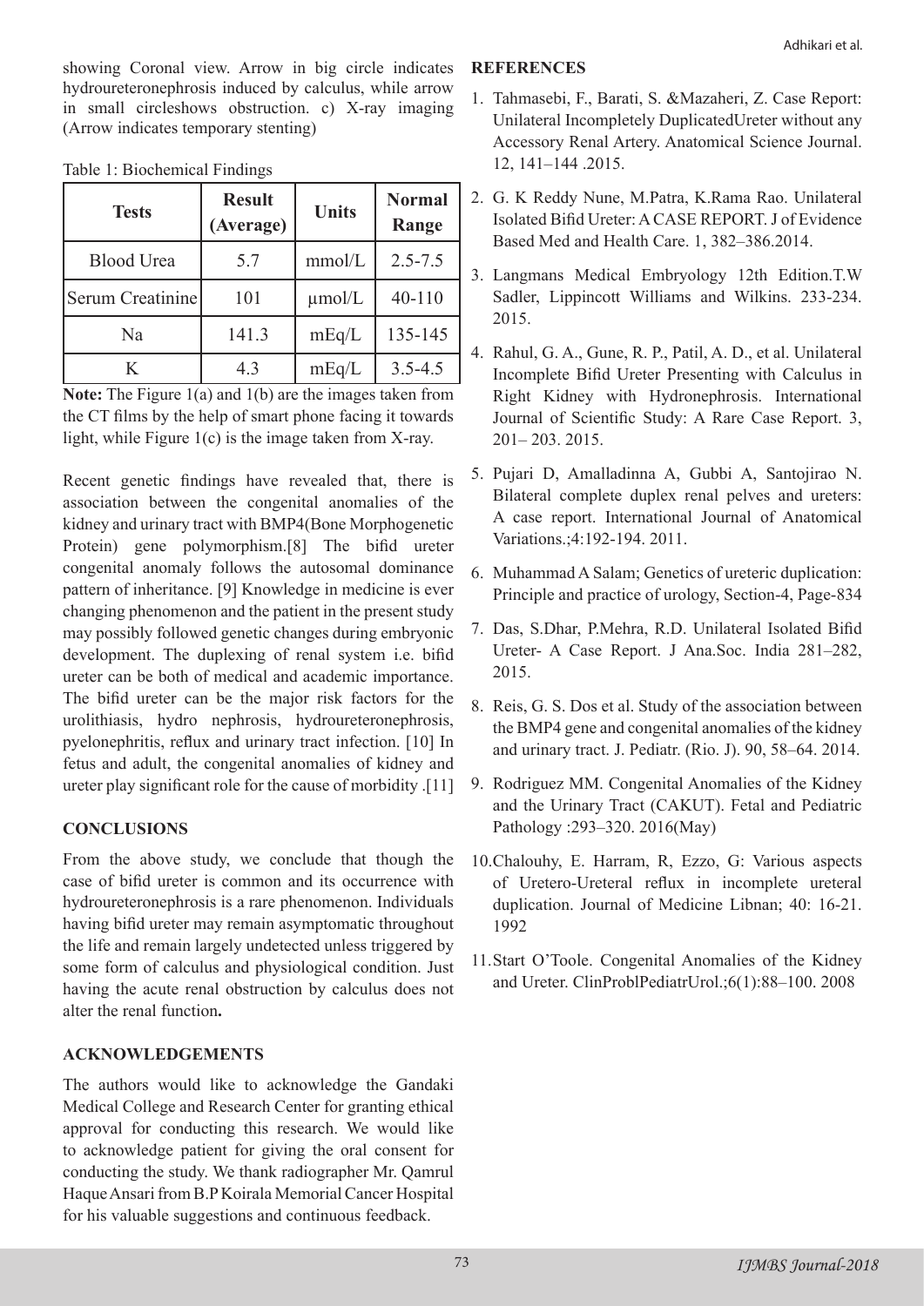showing Coronal view. Arrow in big circle indicates hydroureteronephrosis induced by calculus, while arrow in small circleshows obstruction. c) X-ray imaging (Arrow indicates temporary stenting)

Table 1: Biochemical Findings

| Tests | Result (Average) | Units | Normal Range |
|---|---|---|---|
| Blood Urea | 5.7 | mmol/L | 2.5-7.5 |
| Serum Creatinine | 101 | μmol/L | 40-110 |
| Na | 141.3 | mEq/L | 135-145 |
| K | 4.3 | mEq/L | 3.5-4.5 |

**Note:** The Figure 1(a) and 1(b) are the images taken from the CT films by the help of smart phone facing it towards light, while Figure 1(c) is the image taken from X-ray.

Recent genetic findings have revealed that, there is association between the congenital anomalies of the kidney and urinary tract with BMP4(Bone Morphogenetic Protein) gene polymorphism.[8] The bifid ureter congenital anomaly follows the autosomal dominance pattern of inheritance. [9] Knowledge in medicine is ever changing phenomenon and the patient in the present study may possibly followed genetic changes during embryonic development. The duplexing of renal system i.e. bifid ureter can be both of medical and academic importance. The bifid ureter can be the major risk factors for the urolithiasis, hydro nephrosis, hydroureteronephrosis, pyelonephritis, reflux and urinary tract infection. [10] In fetus and adult, the congenital anomalies of kidney and ureter play significant role for the cause of morbidity .[11]

## CONCLUSIONS

From the above study, we conclude that though the case of bifid ureter is common and its occurrence with hydroureteronephrosis is a rare phenomenon. Individuals having bifid ureter may remain asymptomatic throughout the life and remain largely undetected unless triggered by some form of calculus and physiological condition. Just having the acute renal obstruction by calculus does not alter the renal function**.**

## ACKNOWLEDGEMENTS

The authors would like to acknowledge the Gandaki Medical College and Research Center for granting ethical approval for conducting this research. We would like to acknowledge patient for giving the oral consent for conducting the study. We thank radiographer Mr. Qamrul Haque Ansari from B.P Koirala Memorial Cancer Hospital for his valuable suggestions and continuous feedback.

## REFERENCES

1. Tahmasebi, F., Barati, S. &Mazaheri, Z. Case Report: Unilateral Incompletely DuplicatedUreter without any Accessory Renal Artery. Anatomical Science Journal. 12, 141–144 .2015.
2. G. K Reddy Nune, M.Patra, K.Rama Rao. Unilateral Isolated Bifid Ureter: A CASE REPORT. J of Evidence Based Med and Health Care. 1, 382–386.2014.
3. Langmans Medical Embryology 12th Edition.T.W Sadler, Lippincott Williams and Wilkins. 233-234. 2015.
4. Rahul, G. A., Gune, R. P., Patil, A. D., et al. Unilateral Incomplete Bifid Ureter Presenting with Calculus in Right Kidney with Hydronephrosis. International Journal of Scientific Study: A Rare Case Report. 3, 201– 203. 2015.
5. Pujari D, Amalladinna A, Gubbi A, Santojirao N. Bilateral complete duplex renal pelves and ureters: A case report. International Journal of Anatomical Variations.;4:192-194. 2011.
6. Muhammad A Salam; Genetics of ureteric duplication: Principle and practice of urology, Section-4, Page-834
7. Das, S.Dhar, P.Mehra, R.D. Unilateral Isolated Bifid Ureter- A Case Report. J Ana.Soc. India 281–282, 2015.
8. Reis, G. S. Dos et al. Study of the association between the BMP4 gene and congenital anomalies of the kidney and urinary tract. J. Pediatr. (Rio. J). 90, 58–64. 2014.
9. Rodriguez MM. Congenital Anomalies of the Kidney and the Urinary Tract (CAKUT). Fetal and Pediatric Pathology :293–320. 2016(May)
10. Chalouhy, E. Harram, R, Ezzo, G: Various aspects of Uretero-Ureteral reflux in incomplete ureteral duplication. Journal of Medicine Libnan; 40: 16-21. 1992
11. Start O'Toole. Congenital Anomalies of the Kidney and Ureter. ClinProblPediatrUrol.;6(1):88–100. 2008